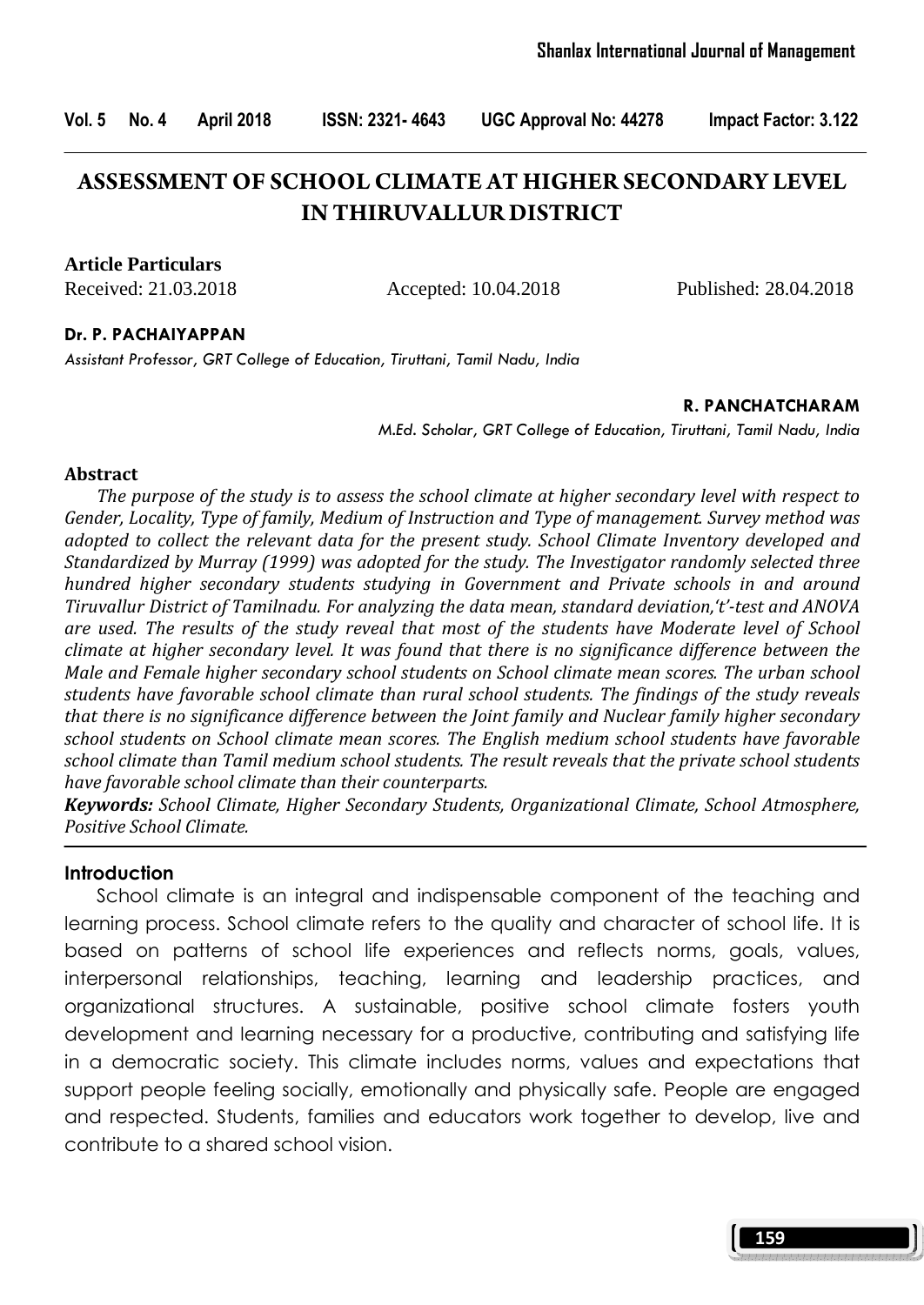# ASSESSMENT OF SCHOOL CLIMATE AT HIGHER SECONDARY LEVEL IN THIRUVALLUR DISTRICT

**Article Particulars**

Received: 21.03.2018 Accepted: 10.04.2018 Published: 28.04.2018

**Dr. P. PACHAIYAPPAN**

*Assistant Professor, GRT College of Education, Tiruttani, Tamil Nadu, India*

**R. PANCHATCHARAM**

*M.Ed. Scholar, GRT College of Education, Tiruttani, Tamil Nadu, India*

## Abstract

*The purpose of the study is to assess the school climate at higher secondary level with respect to Gender, Locality, Type of family, Medium of Instruction and Type of management. Survey method was adopted to collect the relevant data for the present study. School Climate Inventory developed and Standardized by Murray (1999) was adopted for the study. The Investigator randomly selected three hundred higher secondary students studying in Government and Private schools in and around Tiruvallur District of Tamilnadu. For analyzing the data mean, standard deviation,'t'-test and ANOVA are used. The results of the study reveal that most of the students have Moderate level of School climate at higher secondary level. It was found that there is no significance difference between the Male and Female higher secondary school students on School climate mean scores. The urban school students have favorable school climate than rural school students. The findings of the study reveals that there is no significance difference between the Joint family and Nuclear family higher secondary school students on School climate mean scores. The English medium school students have favorable school climate than Tamil medium school students. The result reveals that the private school students have favorable school climate than their counterparts.*

***Keywords:*** *School Climate, Higher Secondary Students, Organizational Climate, School Atmosphere, Positive School Climate.*

## Introduction

School climate is an integral and indispensable component of the teaching and learning process. School climate refers to the quality and character of school life. It is based on patterns of school life experiences and reflects norms, goals, values, interpersonal relationships, teaching, learning and leadership practices, and organizational structures. A sustainable, positive school climate fosters youth development and learning necessary for a productive, contributing and satisfying life in a democratic society. This climate includes norms, values and expectations that support people feeling socially, emotionally and physically safe. People are engaged and respected. Students, families and educators work together to develop, live and contribute to a shared school vision.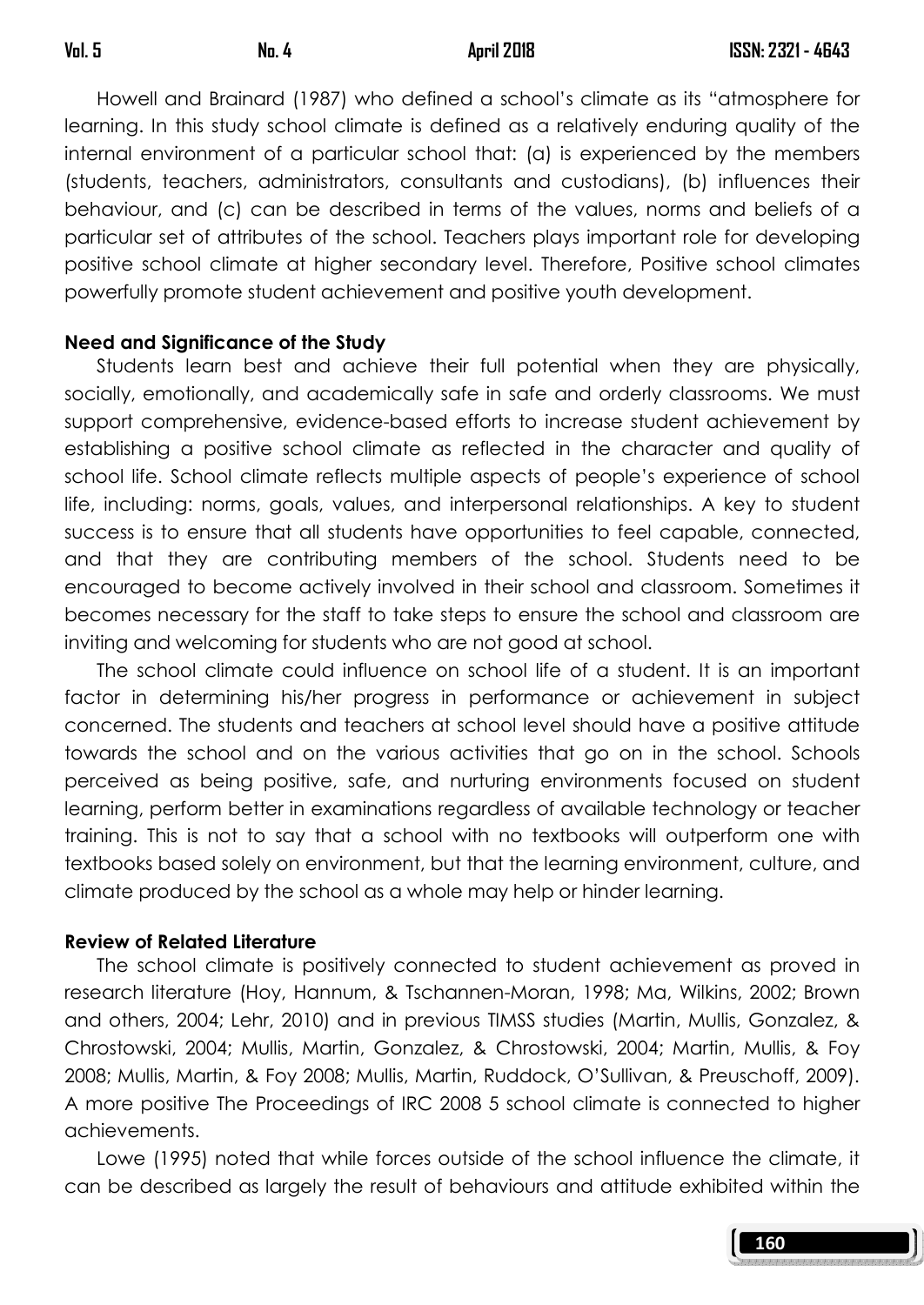Howell and Brainard (1987) who defined a school's climate as its "atmosphere for learning. In this study school climate is defined as a relatively enduring quality of the internal environment of a particular school that: (a) is experienced by the members (students, teachers, administrators, consultants and custodians), (b) influences their behaviour, and (c) can be described in terms of the values, norms and beliefs of a particular set of attributes of the school. Teachers plays important role for developing positive school climate at higher secondary level. Therefore, Positive school climates powerfully promote student achievement and positive youth development.

**Need and Significance of the Study**

Students learn best and achieve their full potential when they are physically, socially, emotionally, and academically safe in safe and orderly classrooms. We must support comprehensive, evidence-based efforts to increase student achievement by establishing a positive school climate as reflected in the character and quality of school life. School climate reflects multiple aspects of people's experience of school life, including: norms, goals, values, and interpersonal relationships. A key to student success is to ensure that all students have opportunities to feel capable, connected, and that they are contributing members of the school. Students need to be encouraged to become actively involved in their school and classroom. Sometimes it becomes necessary for the staff to take steps to ensure the school and classroom are inviting and welcoming for students who are not good at school.

The school climate could influence on school life of a student. It is an important factor in determining his/her progress in performance or achievement in subject concerned. The students and teachers at school level should have a positive attitude towards the school and on the various activities that go on in the school. Schools perceived as being positive, safe, and nurturing environments focused on student learning, perform better in examinations regardless of available technology or teacher training. This is not to say that a school with no textbooks will outperform one with textbooks based solely on environment, but that the learning environment, culture, and climate produced by the school as a whole may help or hinder learning.

**Review of Related Literature**

The school climate is positively connected to student achievement as proved in research literature (Hoy, Hannum, & Tschannen-Moran, 1998; Ma, Wilkins, 2002; Brown and others, 2004; Lehr, 2010) and in previous TIMSS studies (Martin, Mullis, Gonzalez, & Chrostowski, 2004; Mullis, Martin, Gonzalez, & Chrostowski, 2004; Martin, Mullis, & Foy 2008; Mullis, Martin, & Foy 2008; Mullis, Martin, Ruddock, O'Sullivan, & Preuschoff, 2009). A more positive The Proceedings of IRC 2008 5 school climate is connected to higher achievements.

Lowe (1995) noted that while forces outside of the school influence the climate, it can be described as largely the result of behaviours and attitude exhibited within the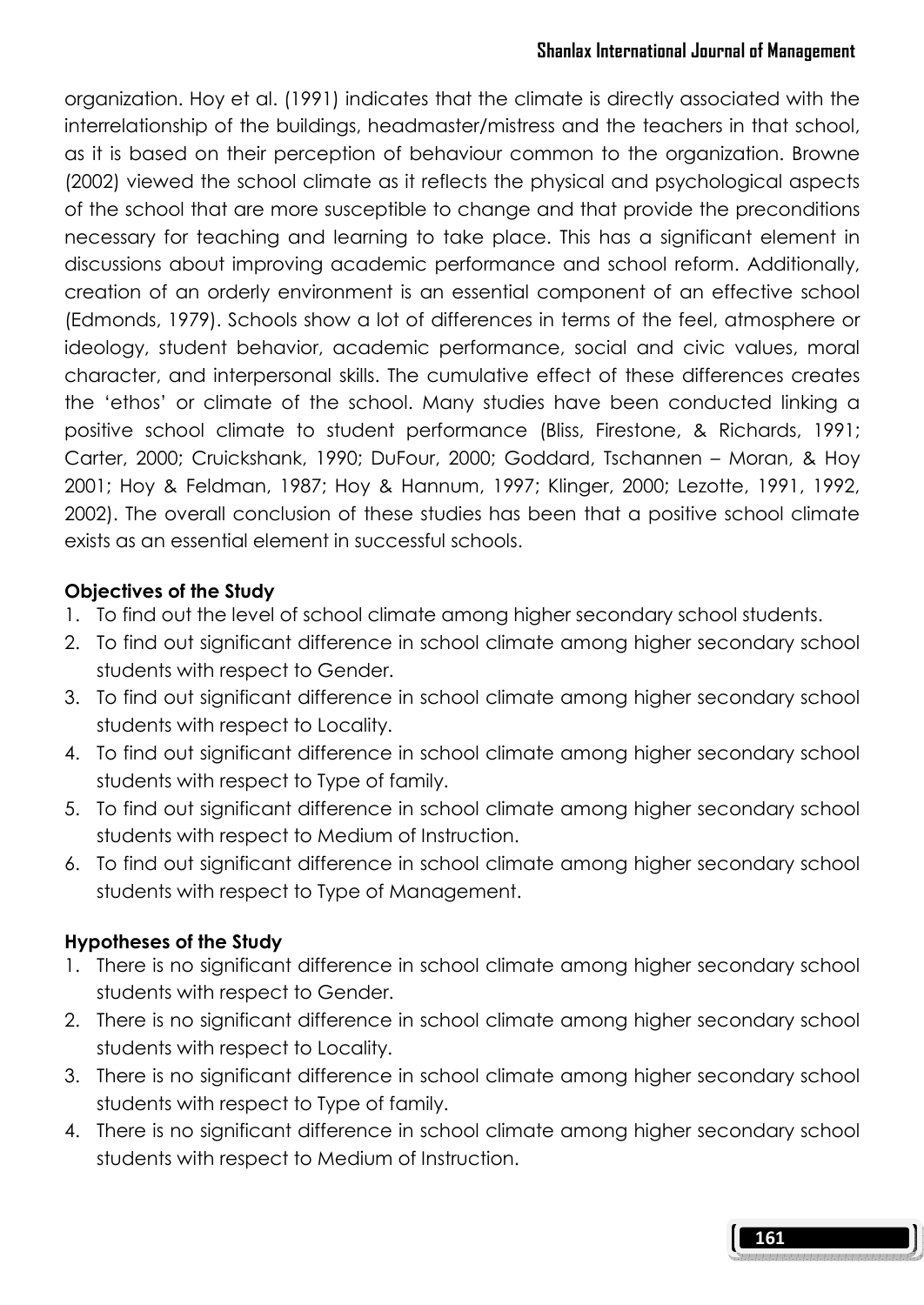organization. Hoy et al. (1991) indicates that the climate is directly associated with the interrelationship of the buildings, headmaster/mistress and the teachers in that school, as it is based on their perception of behaviour common to the organization. Browne (2002) viewed the school climate as it reflects the physical and psychological aspects of the school that are more susceptible to change and that provide the preconditions necessary for teaching and learning to take place. This has a significant element in discussions about improving academic performance and school reform. Additionally, creation of an orderly environment is an essential component of an effective school (Edmonds, 1979). Schools show a lot of differences in terms of the feel, atmosphere or ideology, student behavior, academic performance, social and civic values, moral character, and interpersonal skills. The cumulative effect of these differences creates the 'ethos' or climate of the school. Many studies have been conducted linking a positive school climate to student performance (Bliss, Firestone, & Richards, 1991; Carter, 2000; Cruickshank, 1990; DuFour, 2000; Goddard, Tschannen – Moran, & Hoy 2001; Hoy & Feldman, 1987; Hoy & Hannum, 1997; Klinger, 2000; Lezotte, 1991, 1992, 2002). The overall conclusion of these studies has been that a positive school climate exists as an essential element in successful schools.

**Objectives of the Study**

1. To find out the level of school climate among higher secondary school students.
2. To find out significant difference in school climate among higher secondary school students with respect to Gender.
3. To find out significant difference in school climate among higher secondary school students with respect to Locality.
4. To find out significant difference in school climate among higher secondary school students with respect to Type of family.
5. To find out significant difference in school climate among higher secondary school students with respect to Medium of Instruction.
6. To find out significant difference in school climate among higher secondary school students with respect to Type of Management.

**Hypotheses of the Study**

1. There is no significant difference in school climate among higher secondary school students with respect to Gender.
2. There is no significant difference in school climate among higher secondary school students with respect to Locality.
3. There is no significant difference in school climate among higher secondary school students with respect to Type of family.
4. There is no significant difference in school climate among higher secondary school students with respect to Medium of Instruction.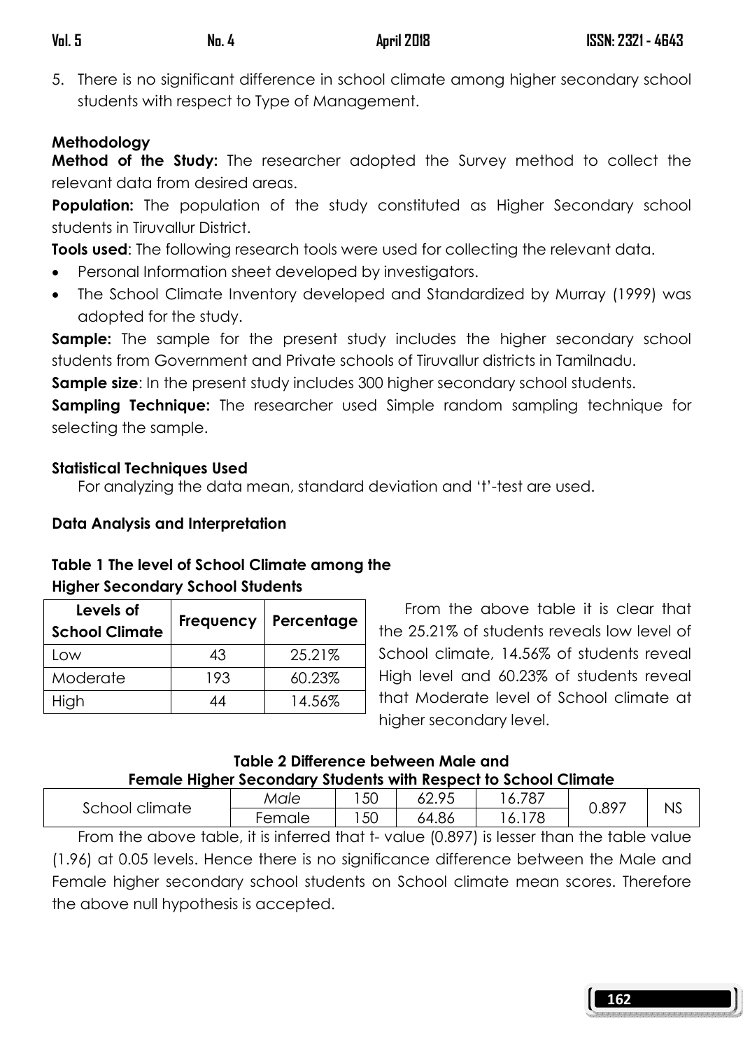5. There is no significant difference in school climate among higher secondary school students with respect to Type of Management.

### Methodology

**Method of the Study:** The researcher adopted the Survey method to collect the relevant data from desired areas.

**Population:** The population of the study constituted as Higher Secondary school students in Tiruvallur District.

**Tools used**: The following research tools were used for collecting the relevant data.

- Personal Information sheet developed by investigators.
- The School Climate Inventory developed and Standardized by Murray (1999) was adopted for the study.

**Sample:** The sample for the present study includes the higher secondary school students from Government and Private schools of Tiruvallur districts in Tamilnadu.

**Sample size**: In the present study includes 300 higher secondary school students.

**Sampling Technique:** The researcher used Simple random sampling technique for selecting the sample.

### Statistical Techniques Used

For analyzing the data mean, standard deviation and 't'-test are used.

### Data Analysis and Interpretation

**Table 1 The level of School Climate among the Higher Secondary School Students**

| Levels of School Climate | Frequency | Percentage |
|---|---|---|
| Low | 43 | 25.21% |
| Moderate | 193 | 60.23% |
| High | 44 | 14.56% |

From the above table it is clear that the 25.21% of students reveals low level of School climate, 14.56% of students reveal High level and 60.23% of students reveal that Moderate level of School climate at higher secondary level.

**Table 2 Difference between Male and Female Higher Secondary Students with Respect to School Climate**

| | | | | | | |
|---|---|---|---|---|---|---|
| School climate | *Male* | 150 | 62.95 | 16.787 | 0.897 | NS |
| | Female | 150 | 64.86 | 16.178 | | |

From the above table, it is inferred that t- value (0.897) is lesser than the table value (1.96) at 0.05 levels. Hence there is no significance difference between the Male and Female higher secondary school students on School climate mean scores. Therefore the above null hypothesis is accepted.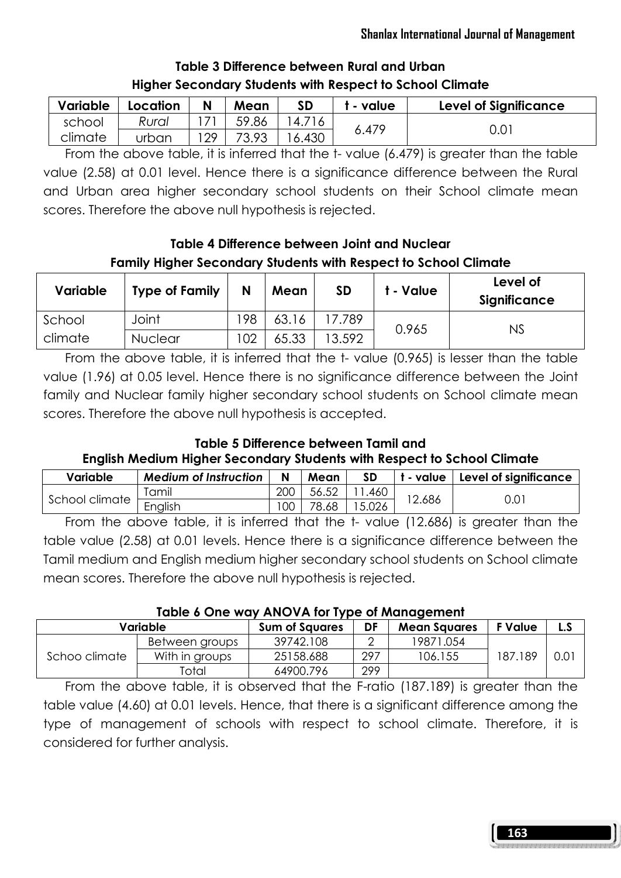**Table 3 Difference between Rural and Urban Higher Secondary Students with Respect to School Climate**

| Variable | Location | N | Mean | SD | t - value | Level of Significance |
|---|---|---|---|---|---|---|
| school climate | Rural | 171 | 59.86 | 14.716 | 6.479 | 0.01 |
| | urban | 129 | 73.93 | 16.430 | | |

From the above table, it is inferred that the t- value (6.479) is greater than the table value (2.58) at 0.01 level. Hence there is a significance difference between the Rural and Urban area higher secondary school students on their School climate mean scores. Therefore the above null hypothesis is rejected.

**Table 4 Difference between Joint and Nuclear Family Higher Secondary Students with Respect to School Climate**

| Variable | Type of Family | N | Mean | SD | t - Value | Level of Significance |
|---|---|---|---|---|---|---|
| School climate | Joint | 198 | 63.16 | 17.789 | 0.965 | NS |
| | Nuclear | 102 | 65.33 | 13.592 | | |

From the above table, it is inferred that the t- value (0.965) is lesser than the table value (1.96) at 0.05 level. Hence there is no significance difference between the Joint family and Nuclear family higher secondary school students on School climate mean scores. Therefore the above null hypothesis is accepted.

**Table 5 Difference between Tamil and English Medium Higher Secondary Students with Respect to School Climate**

| Variable | *Medium of Instruction* | N | Mean | SD | t - value | Level of significance |
|---|---|---|---|---|---|---|
| School climate | Tamil | 200 | 56.52 | 11.460 | 12.686 | 0.01 |
| | English | 100 | 78.68 | 15.026 | | |

From the above table, it is inferred that the t- value (12.686) is greater than the table value (2.58) at 0.01 levels. Hence there is a significance difference between the Tamil medium and English medium higher secondary school students on School climate mean scores. Therefore the above null hypothesis is rejected.

**Table 6 One way ANOVA for Type of Management**

| Variable | | Sum of Squares | DF | Mean Squares | F Value | L.S |
|---|---|---|---|---|---|---|
| Schoo climate | Between groups | 39742.108 | 2 | 19871.054 | 187.189 | 0.01 |
| | With in groups | 25158.688 | 297 | 106.155 | | |
| | Total | 64900.796 | 299 | | | |

From the above table, it is observed that the F-ratio (187.189) is greater than the table value (4.60) at 0.01 levels. Hence, that there is a significant difference among the type of management of schools with respect to school climate. Therefore, it is considered for further analysis.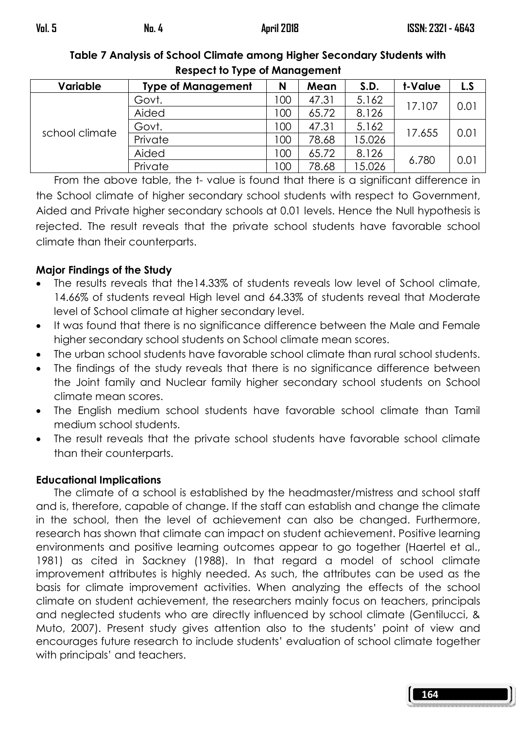**Table 7 Analysis of School Climate among Higher Secondary Students with Respect to Type of Management**

| Variable | Type of Management | N | Mean | S.D. | t-Value | L.S |
|---|---|---|---|---|---|---|
| school climate | Govt. | 100 | 47.31 | 5.162 | 17.107 | 0.01 |
| | Aided | 100 | 65.72 | 8.126 | | |
| | Govt. | 100 | 47.31 | 5.162 | 17.655 | 0.01 |
| | Private | 100 | 78.68 | 15.026 | | |
| | Aided | 100 | 65.72 | 8.126 | 6.780 | 0.01 |
| | Private | 100 | 78.68 | 15.026 | | |

From the above table, the t- value is found that there is a significant difference in the School climate of higher secondary school students with respect to Government, Aided and Private higher secondary schools at 0.01 levels. Hence the Null hypothesis is rejected. The result reveals that the private school students have favorable school climate than their counterparts.

**Major Findings of the Study**

- The results reveals that the14.33% of students reveals low level of School climate, 14.66% of students reveal High level and 64.33% of students reveal that Moderate level of School climate at higher secondary level.
- It was found that there is no significance difference between the Male and Female higher secondary school students on School climate mean scores.
- The urban school students have favorable school climate than rural school students.
- The findings of the study reveals that there is no significance difference between the Joint family and Nuclear family higher secondary school students on School climate mean scores.
- The English medium school students have favorable school climate than Tamil medium school students.
- The result reveals that the private school students have favorable school climate than their counterparts.

**Educational Implications**

The climate of a school is established by the headmaster/mistress and school staff and is, therefore, capable of change. If the staff can establish and change the climate in the school, then the level of achievement can also be changed. Furthermore, research has shown that climate can impact on student achievement. Positive learning environments and positive learning outcomes appear to go together (Haertel et al., 1981) as cited in Sackney (1988). In that regard a model of school climate improvement attributes is highly needed. As such, the attributes can be used as the basis for climate improvement activities. When analyzing the effects of the school climate on student achievement, the researchers mainly focus on teachers, principals and neglected students who are directly influenced by school climate (Gentilucci, & Muto, 2007). Present study gives attention also to the students' point of view and encourages future research to include students' evaluation of school climate together with principals' and teachers.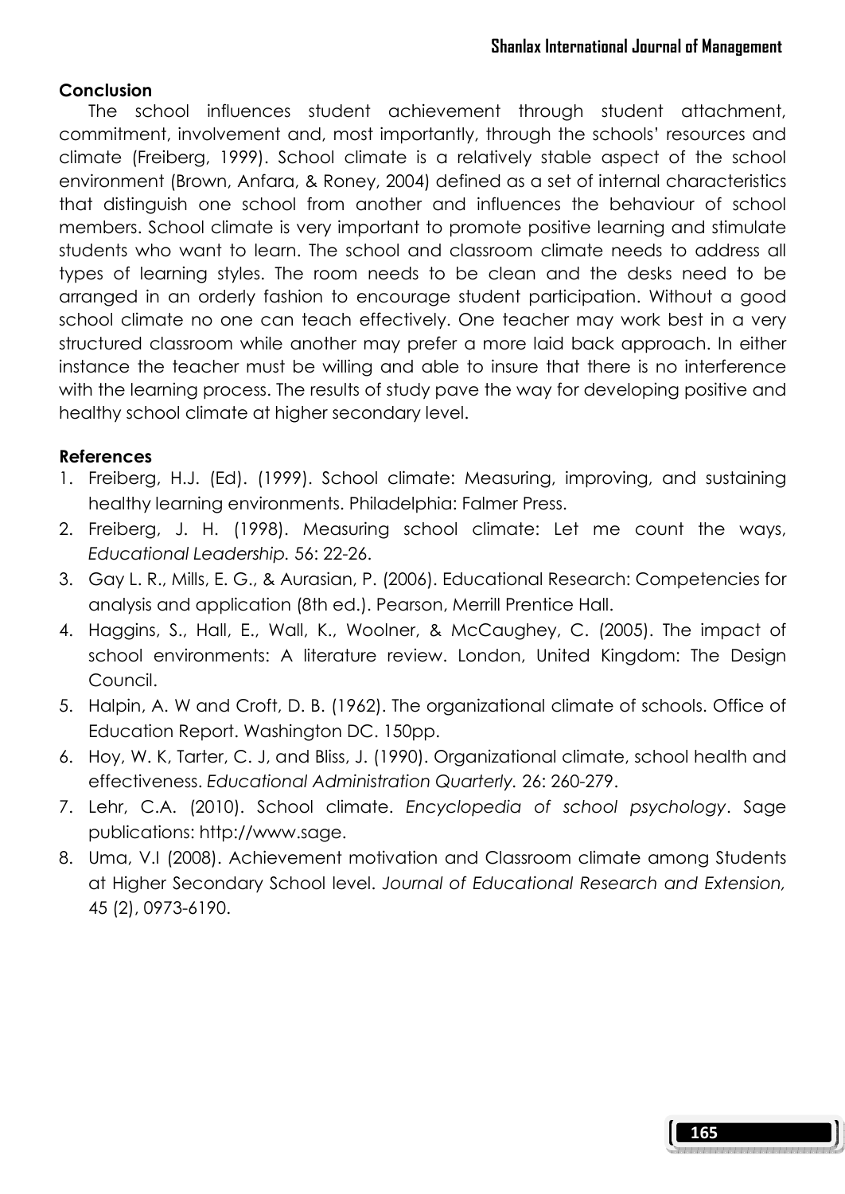## Conclusion

The school influences student achievement through student attachment, commitment, involvement and, most importantly, through the schools' resources and climate (Freiberg, 1999). School climate is a relatively stable aspect of the school environment (Brown, Anfara, & Roney, 2004) defined as a set of internal characteristics that distinguish one school from another and influences the behaviour of school members. School climate is very important to promote positive learning and stimulate students who want to learn. The school and classroom climate needs to address all types of learning styles. The room needs to be clean and the desks need to be arranged in an orderly fashion to encourage student participation. Without a good school climate no one can teach effectively. One teacher may work best in a very structured classroom while another may prefer a more laid back approach. In either instance the teacher must be willing and able to insure that there is no interference with the learning process. The results of study pave the way for developing positive and healthy school climate at higher secondary level.

## References

1. Freiberg, H.J. (Ed). (1999). School climate: Measuring, improving, and sustaining healthy learning environments. Philadelphia: Falmer Press.
2. Freiberg, J. H. (1998). Measuring school climate: Let me count the ways, *Educational Leadership.* 56: 22-26.
3. Gay L. R., Mills, E. G., & Aurasian, P. (2006). Educational Research: Competencies for analysis and application (8th ed.). Pearson, Merrill Prentice Hall.
4. Haggins, S., Hall, E., Wall, K., Woolner, & McCaughey, C. (2005). The impact of school environments: A literature review. London, United Kingdom: The Design Council.
5. Halpin, A. W and Croft, D. B. (1962). The organizational climate of schools. Office of Education Report. Washington DC. 150pp.
6. Hoy, W. K, Tarter, C. J, and Bliss, J. (1990). Organizational climate, school health and effectiveness. *Educational Administration Quarterly.* 26: 260-279.
7. Lehr, C.A. (2010). School climate. *Encyclopedia of school psychology*. Sage publications: http://www.sage.
8. Uma, V.I (2008). Achievement motivation and Classroom climate among Students at Higher Secondary School level. *Journal of Educational Research and Extension,* 45 (2), 0973-6190.